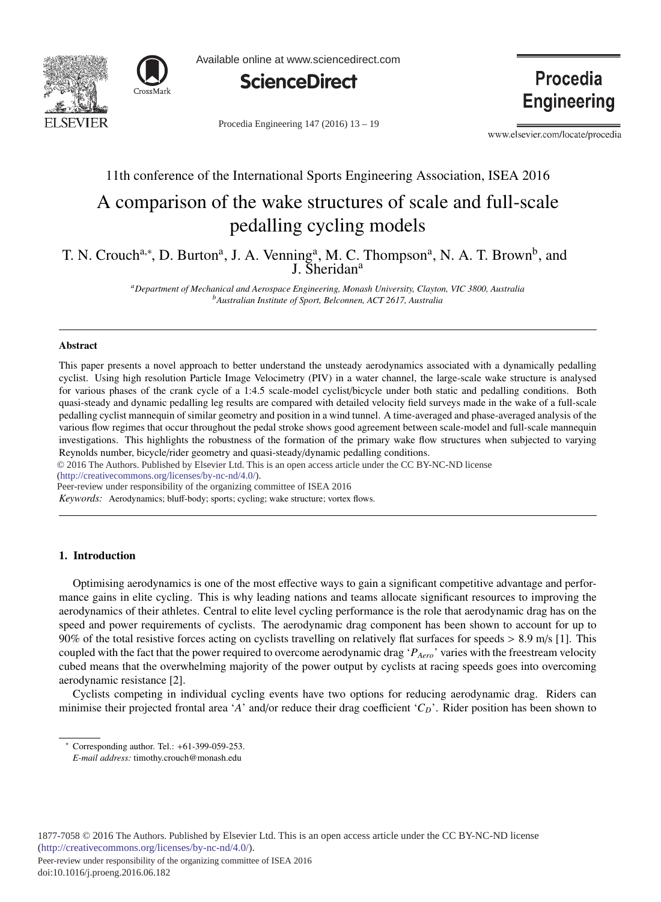11th conference of the International Sports Engineering Association, ISEA 2016

# A comparison of the wake structures of scale and full-scale pedalling cycling models

T. N. Crouch[a,*], D. Burton[a], J. A. Venning[a], M. C. Thompson[a], N. A. T. Brown[b], and J. Sheridan[a]

[a] *Department of Mechanical and Aerospace Engineering, Monash University, Clayton, VIC 3800, Australia*
[b] *Australian Institute of Sport, Belconnen, ACT 2617, Australia*

## Abstract

This paper presents a novel approach to better understand the unsteady aerodynamics associated with a dynamically pedalling cyclist. Using high resolution Particle Image Velocimetry (PIV) in a water channel, the large-scale wake structure is analysed for various phases of the crank cycle of a 1:4.5 scale-model cyclist/bicycle under both static and pedalling conditions. Both quasi-steady and dynamic pedalling leg results are compared with detailed velocity field surveys made in the wake of a full-scale pedalling cyclist mannequin of similar geometry and position in a wind tunnel. A time-averaged and phase-averaged analysis of the various flow regimes that occur throughout the pedal stroke shows good agreement between scale-model and full-scale mannequin investigations. This highlights the robustness of the formation of the primary wake flow structures when subjected to varying Reynolds number, bicycle/rider geometry and quasi-steady/dynamic pedalling conditions.

© 2016 The Authors. Published by Elsevier Ltd. This is an open access article under the CC BY-NC-ND license (http://creativecommons.org/licenses/by-nc-nd/4.0/).

Peer-review under responsibility of the organizing committee of ISEA 2016

*Keywords:* Aerodynamics; bluff-body; sports; cycling; wake structure; vortex flows.

## 1. Introduction

Optimising aerodynamics is one of the most effective ways to gain a significant competitive advantage and performance gains in elite cycling. This is why leading nations and teams allocate significant resources to improving the aerodynamics of their athletes. Central to elite level cycling performance is the role that aerodynamic drag has on the speed and power requirements of cyclists. The aerodynamic drag component has been shown to account for up to 90% of the total resistive forces acting on cyclists travelling on relatively flat surfaces for speeds > 8.9 m/s [1]. This coupled with the fact that the power required to overcome aerodynamic drag '$P_{Aero}$' varies with the freestream velocity cubed means that the overwhelming majority of the power output by cyclists at racing speeds goes into overcoming aerodynamic resistance [2].

Cyclists competing in individual cycling events have two options for reducing aerodynamic drag. Riders can minimise their projected frontal area '$A$' and/or reduce their drag coefficient '$C_D$'. Rider position has been shown to

---

* Corresponding author. Tel.: +61-399-059-253.
*E-mail address:* timothy.crouch@monash.edu

1877-7058 © 2016 The Authors. Published by Elsevier Ltd. This is an open access article under the CC BY-NC-ND license (http://creativecommons.org/licenses/by-nc-nd/4.0/).
Peer-review under responsibility of the organizing committee of ISEA 2016
doi:10.1016/j.proeng.2016.06.182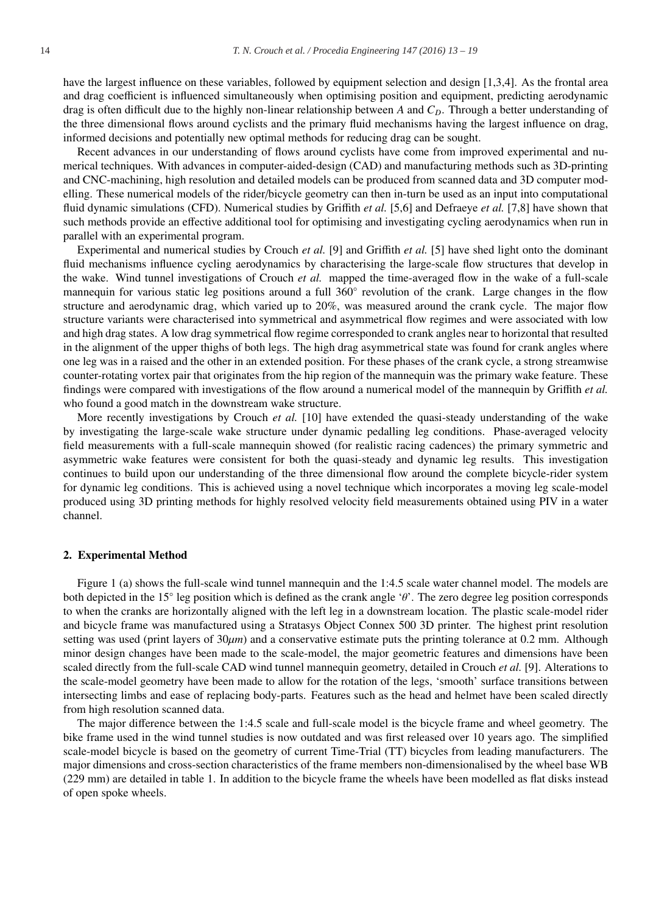have the largest influence on these variables, followed by equipment selection and design [1,3,4]. As the frontal area and drag coefficient is influenced simultaneously when optimising position and equipment, predicting aerodynamic drag is often difficult due to the highly non-linear relationship between $A$ and $C_D$. Through a better understanding of the three dimensional flows around cyclists and the primary fluid mechanisms having the largest influence on drag, informed decisions and potentially new optimal methods for reducing drag can be sought.

Recent advances in our understanding of flows around cyclists have come from improved experimental and numerical techniques. With advances in computer-aided-design (CAD) and manufacturing methods such as 3D-printing and CNC-machining, high resolution and detailed models can be produced from scanned data and 3D computer modelling. These numerical models of the rider/bicycle geometry can then in-turn be used as an input into computational fluid dynamic simulations (CFD). Numerical studies by Griffith *et al.* [5,6] and Defraeye *et al.* [7,8] have shown that such methods provide an effective additional tool for optimising and investigating cycling aerodynamics when run in parallel with an experimental program.

Experimental and numerical studies by Crouch *et al.* [9] and Griffith *et al.* [5] have shed light onto the dominant fluid mechanisms influence cycling aerodynamics by characterising the large-scale flow structures that develop in the wake. Wind tunnel investigations of Crouch *et al.* mapped the time-averaged flow in the wake of a full-scale mannequin for various static leg positions around a full 360° revolution of the crank. Large changes in the flow structure and aerodynamic drag, which varied up to 20%, was measured around the crank cycle. The major flow structure variants were characterised into symmetrical and asymmetrical flow regimes and were associated with low and high drag states. A low drag symmetrical flow regime corresponded to crank angles near to horizontal that resulted in the alignment of the upper thighs of both legs. The high drag asymmetrical state was found for crank angles where one leg was in a raised and the other in an extended position. For these phases of the crank cycle, a strong streamwise counter-rotating vortex pair that originates from the hip region of the mannequin was the primary wake feature. These findings were compared with investigations of the flow around a numerical model of the mannequin by Griffith *et al.* who found a good match in the downstream wake structure.

More recently investigations by Crouch *et al.* [10] have extended the quasi-steady understanding of the wake by investigating the large-scale wake structure under dynamic pedalling leg conditions. Phase-averaged velocity field measurements with a full-scale mannequin showed (for realistic racing cadences) the primary symmetric and asymmetric wake features were consistent for both the quasi-steady and dynamic leg results. This investigation continues to build upon our understanding of the three dimensional flow around the complete bicycle-rider system for dynamic leg conditions. This is achieved using a novel technique which incorporates a moving leg scale-model produced using 3D printing methods for highly resolved velocity field measurements obtained using PIV in a water channel.

## 2. Experimental Method

Figure 1 (a) shows the full-scale wind tunnel mannequin and the 1:4.5 scale water channel model. The models are both depicted in the 15° leg position which is defined as the crank angle '$\theta$'. The zero degree leg position corresponds to when the cranks are horizontally aligned with the left leg in a downstream location. The plastic scale-model rider and bicycle frame was manufactured using a Stratasys Object Connex 500 3D printer. The highest print resolution setting was used (print layers of $30\mu m$) and a conservative estimate puts the printing tolerance at 0.2 mm. Although minor design changes have been made to the scale-model, the major geometric features and dimensions have been scaled directly from the full-scale CAD wind tunnel mannequin geometry, detailed in Crouch *et al.* [9]. Alterations to the scale-model geometry have been made to allow for the rotation of the legs, 'smooth' surface transitions between intersecting limbs and ease of replacing body-parts. Features such as the head and helmet have been scaled directly from high resolution scanned data.

The major difference between the 1:4.5 scale and full-scale model is the bicycle frame and wheel geometry. The bike frame used in the wind tunnel studies is now outdated and was first released over 10 years ago. The simplified scale-model bicycle is based on the geometry of current Time-Trial (TT) bicycles from leading manufacturers. The major dimensions and cross-section characteristics of the frame members non-dimensionalised by the wheel base WB (229 mm) are detailed in table 1. In addition to the bicycle frame the wheels have been modelled as flat disks instead of open spoke wheels.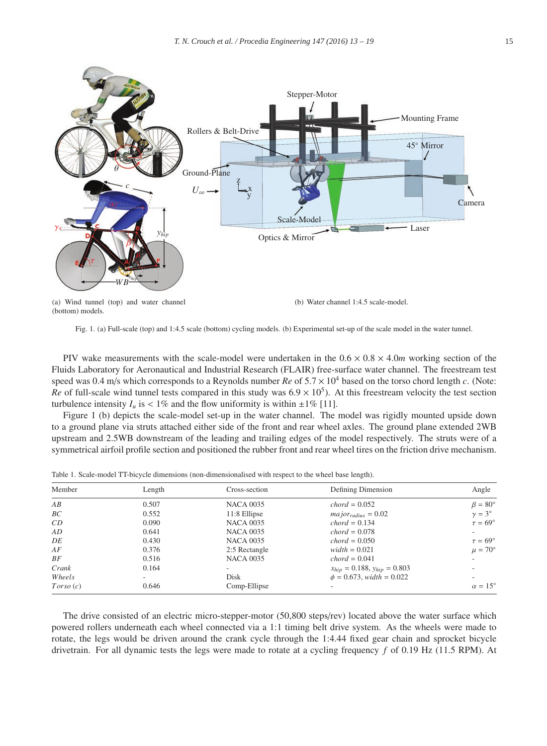(a) Wind tunnel (top) and water channel (bottom) models.

(b) Water channel 1:4.5 scale-model.

Fig. 1. (a) Full-scale (top) and 1:4.5 scale (bottom) cycling models. (b) Experimental set-up of the scale model in the water tunnel.

PIV wake measurements with the scale-model were undertaken in the $0.6 \times 0.8 \times 4.0m$ working section of the Fluids Laboratory for Aeronautical and Industrial Research (FLAIR) free-surface water channel. The freestream test speed was 0.4 m/s which corresponds to a Reynolds number *Re* of $5.7 \times 10^4$ based on the torso chord length *c*. (Note: *Re* of full-scale wind tunnel tests compared in this study was $6.9 \times 10^5$). At this freestream velocity the test section turbulence intensity $I_u$ is $< 1\%$ and the flow uniformity is within $\pm 1\%$ [11].

Figure 1 (b) depicts the scale-model set-up in the water channel. The model was rigidly mounted upside down to a ground plane via struts attached either side of the front and rear wheel axles. The ground plane extended 2WB upstream and 2.5WB downstream of the leading and trailing edges of the model respectively. The struts were of a symmetrical airfoil profile section and positioned the rubber front and rear wheel tires on the friction drive mechanism.

Table 1. Scale-model TT-bicycle dimensions (non-dimensionalised with respect to the wheel base length).

| Member | Length | Cross-section | Defining Dimension | Angle |
|---|---|---|---|---|
| *AB* | 0.507 | NACA 0035 | $chord = 0.052$ | $\beta = 80°$ |
| *BC* | 0.552 | 11:8 Ellipse | $major_{radius} = 0.02$ | $\gamma = 3°$ |
| *CD* | 0.090 | NACA 0035 | $chord = 0.134$ | $\tau = 69°$ |
| *AD* | 0.641 | NACA 0035 | $chord = 0.078$ | - |
| *DE* | 0.430 | NACA 0035 | $chord = 0.050$ | $\tau = 69°$ |
| *AF* | 0.376 | 2:5 Rectangle | $width = 0.021$ | $\mu = 70°$ |
| *BF* | 0.516 | NACA 0035 | $chord = 0.041$ | - |
| *Crank* | 0.164 | - | $x_{hip} = 0.188$, $y_{hip} = 0.803$ | - |
| *Wheels* | - | Disk | $\phi = 0.673$, $width = 0.022$ | - |
| *Torso* (*c*) | 0.646 | Comp-Ellipse | - | $\alpha = 15°$ |

The drive consisted of an electric micro-stepper-motor (50,800 steps/rev) located above the water surface which powered rollers underneath each wheel connected via a 1:1 timing belt drive system. As the wheels were made to rotate, the legs would be driven around the crank cycle through the 1:4.44 fixed gear chain and sprocket bicycle drivetrain. For all dynamic tests the legs were made to rotate at a cycling frequency $f$ of 0.19 Hz (11.5 RPM). At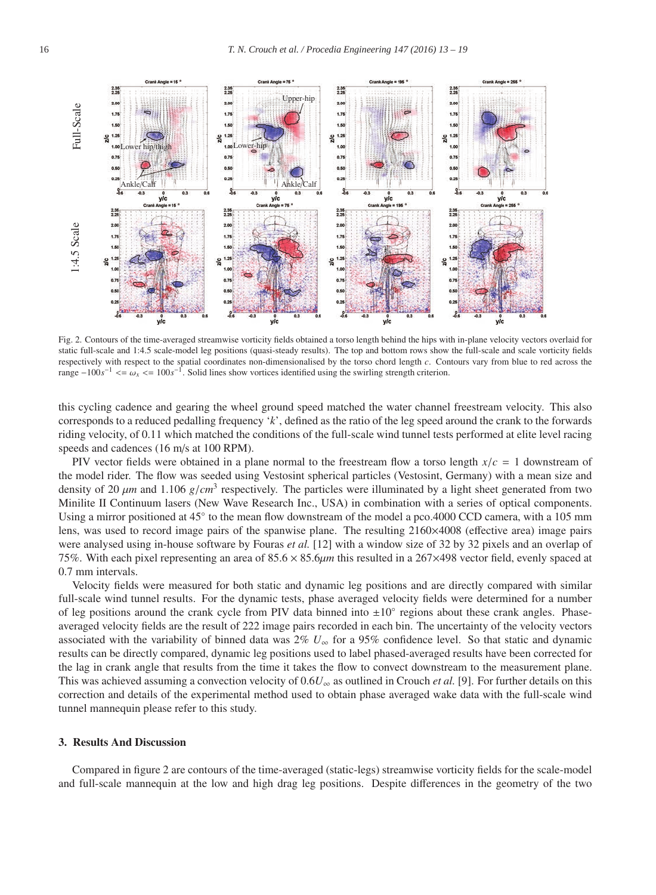Fig. 2. Contours of the time-averaged streamwise vorticity fields obtained a torso length behind the hips with in-plane velocity vectors overlaid for static full-scale and 1:4.5 scale-model leg positions (quasi-steady results). The top and bottom rows show the full-scale and scale vorticity fields respectively with respect to the spatial coordinates non-dimensionalised by the torso chord length $c$. Contours vary from blue to red across the range $-100s^{-1} <= \omega_x <= 100s^{-1}$. Solid lines show vortices identified using the swirling strength criterion.

this cycling cadence and gearing the wheel ground speed matched the water channel freestream velocity. This also corresponds to a reduced pedalling frequency '$k$', defined as the ratio of the leg speed around the crank to the forwards riding velocity, of 0.11 which matched the conditions of the full-scale wind tunnel tests performed at elite level racing speeds and cadences (16 m/s at 100 RPM).

PIV vector fields were obtained in a plane normal to the freestream flow a torso length $x/c = 1$ downstream of the model rider. The flow was seeded using Vestosint spherical particles (Vestosint, Germany) with a mean size and density of 20 $\mu m$ and 1.106 $g/cm^3$ respectively. The particles were illuminated by a light sheet generated from two Minilite II Continuum lasers (New Wave Research Inc., USA) in combination with a series of optical components. Using a mirror positioned at 45° to the mean flow downstream of the model a pco.4000 CCD camera, with a 105 mm lens, was used to record image pairs of the spanwise plane. The resulting 2160×4008 (effective area) image pairs were analysed using in-house software by Fouras *et al.* [12] with a window size of 32 by 32 pixels and an overlap of 75%. With each pixel representing an area of $85.6 \times 85.6\mu m$ this resulted in a 267×498 vector field, evenly spaced at 0.7 mm intervals.

Velocity fields were measured for both static and dynamic leg positions and are directly compared with similar full-scale wind tunnel results. For the dynamic tests, phase averaged velocity fields were determined for a number of leg positions around the crank cycle from PIV data binned into ±10° regions about these crank angles. Phase-averaged velocity fields are the result of 222 image pairs recorded in each bin. The uncertainty of the velocity vectors associated with the variability of binned data was 2% $U_\infty$ for a 95% confidence level. So that static and dynamic results can be directly compared, dynamic leg positions used to label phased-averaged results have been corrected for the lag in crank angle that results from the time it takes the flow to convect downstream to the measurement plane. This was achieved assuming a convection velocity of $0.6U_\infty$ as outlined in Crouch *et al.* [9]. For further details on this correction and details of the experimental method used to obtain phase averaged wake data with the full-scale wind tunnel mannequin please refer to this study.

### 3. Results And Discussion

Compared in figure 2 are contours of the time-averaged (static-legs) streamwise vorticity fields for the scale-model and full-scale mannequin at the low and high drag leg positions. Despite differences in the geometry of the two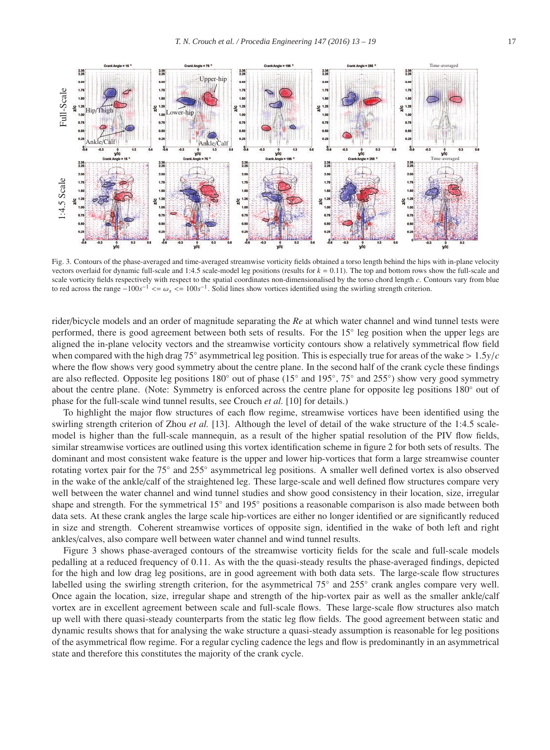Fig. 3. Contours of the phase-averaged and time-averaged streamwise vorticity fields obtained a torso length behind the hips with in-plane velocity vectors overlaid for dynamic full-scale and 1:4.5 scale-model leg positions (results for $k = 0.11$). The top and bottom rows show the full-scale and scale vorticity fields respectively with respect to the spatial coordinates non-dimensionalised by the torso chord length $c$. Contours vary from blue to red across the range $-100s^{-1} <= \omega_x <= 100s^{-1}$. Solid lines show vortices identified using the swirling strength criterion.

rider/bicycle models and an order of magnitude separating the *Re* at which water channel and wind tunnel tests were performed, there is good agreement between both sets of results. For the 15° leg position when the upper legs are aligned the in-plane velocity vectors and the streamwise vorticity contours show a relatively symmetrical flow field when compared with the high drag 75° asymmetrical leg position. This is especially true for areas of the wake $> 1.5y/c$ where the flow shows very good symmetry about the centre plane. In the second half of the crank cycle these findings are also reflected. Opposite leg positions 180° out of phase (15° and 195°, 75° and 255°) show very good symmetry about the centre plane. (Note: Symmetry is enforced across the centre plane for opposite leg positions 180° out of phase for the full-scale wind tunnel results, see Crouch *et al.* [10] for details.)

To highlight the major flow structures of each flow regime, streamwise vortices have been identified using the swirling strength criterion of Zhou *et al.* [13]. Although the level of detail of the wake structure of the 1:4.5 scale-model is higher than the full-scale mannequin, as a result of the higher spatial resolution of the PIV flow fields, similar streamwise vortices are outlined using this vortex identification scheme in figure 2 for both sets of results. The dominant and most consistent wake feature is the upper and lower hip-vortices that form a large streamwise counter rotating vortex pair for the 75° and 255° asymmetrical leg positions. A smaller well defined vortex is also observed in the wake of the ankle/calf of the straightened leg. These large-scale and well defined flow structures compare very well between the water channel and wind tunnel studies and show good consistency in their location, size, irregular shape and strength. For the symmetrical 15° and 195° positions a reasonable comparison is also made between both data sets. At these crank angles the large scale hip-vortices are either no longer identified or are significantly reduced in size and strength. Coherent streamwise vortices of opposite sign, identified in the wake of both left and right ankles/calves, also compare well between water channel and wind tunnel results.

Figure 3 shows phase-averaged contours of the streamwise vorticity fields for the scale and full-scale models pedalling at a reduced frequency of 0.11. As with the the quasi-steady results the phase-averaged findings, depicted for the high and low drag leg positions, are in good agreement with both data sets. The large-scale flow structures labelled using the swirling strength criterion, for the asymmetrical 75° and 255° crank angles compare very well. Once again the location, size, irregular shape and strength of the hip-vortex pair as well as the smaller ankle/calf vortex are in excellent agreement between scale and full-scale flows. These large-scale flow structures also match up well with there quasi-steady counterparts from the static leg flow fields. The good agreement between static and dynamic results shows that for analysing the wake structure a quasi-steady assumption is reasonable for leg positions of the asymmetrical flow regime. For a regular cycling cadence the legs and flow is predominantly in an asymmetrical state and therefore this constitutes the majority of the crank cycle.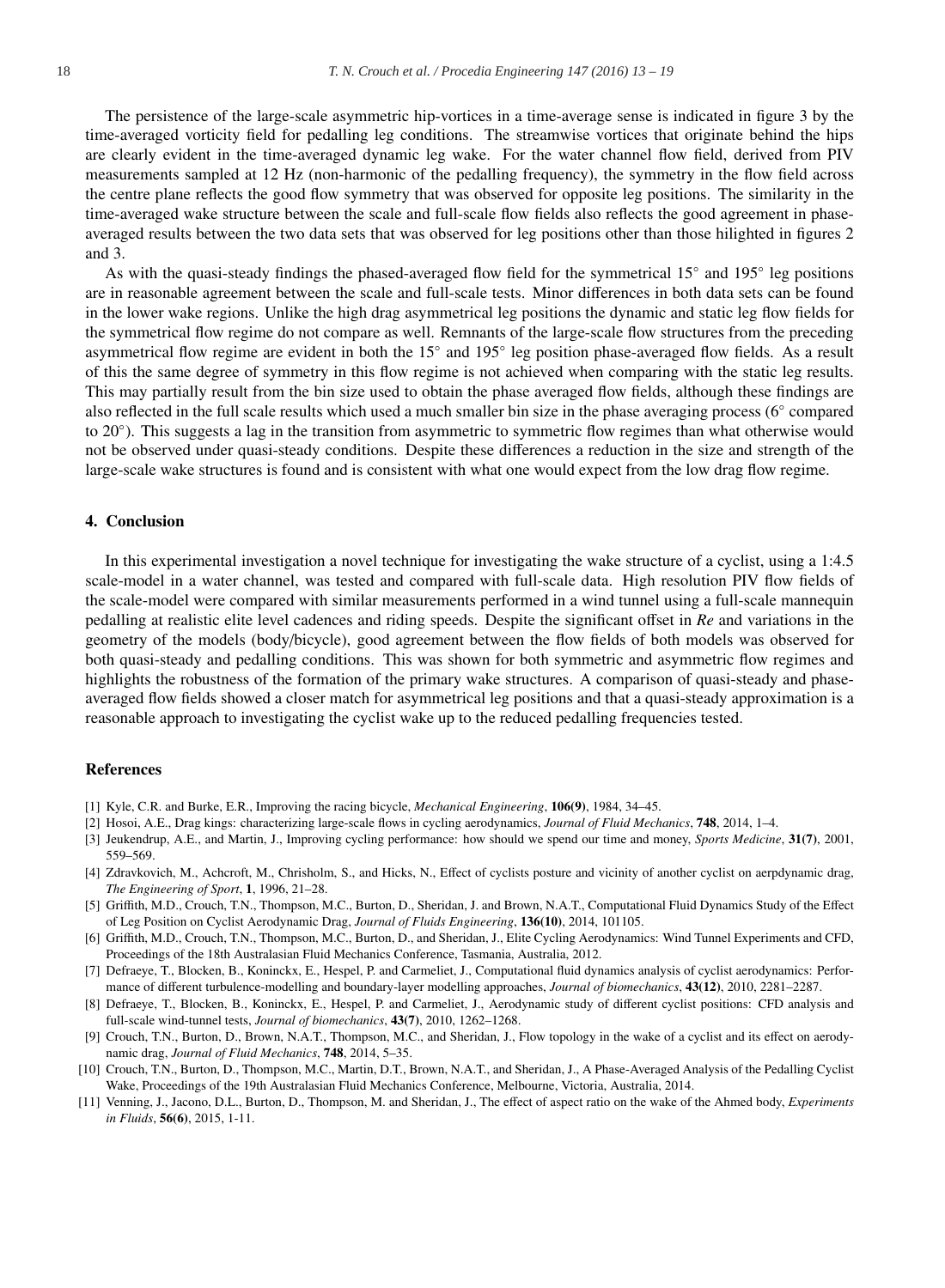The persistence of the large-scale asymmetric hip-vortices in a time-average sense is indicated in figure 3 by the time-averaged vorticity field for pedalling leg conditions. The streamwise vortices that originate behind the hips are clearly evident in the time-averaged dynamic leg wake. For the water channel flow field, derived from PIV measurements sampled at 12 Hz (non-harmonic of the pedalling frequency), the symmetry in the flow field across the centre plane reflects the good flow symmetry that was observed for opposite leg positions. The similarity in the time-averaged wake structure between the scale and full-scale flow fields also reflects the good agreement in phase-averaged results between the two data sets that was observed for leg positions other than those hilighted in figures 2 and 3.

As with the quasi-steady findings the phased-averaged flow field for the symmetrical 15° and 195° leg positions are in reasonable agreement between the scale and full-scale tests. Minor differences in both data sets can be found in the lower wake regions. Unlike the high drag asymmetrical leg positions the dynamic and static leg flow fields for the symmetrical flow regime do not compare as well. Remnants of the large-scale flow structures from the preceding asymmetrical flow regime are evident in both the 15° and 195° leg position phase-averaged flow fields. As a result of this the same degree of symmetry in this flow regime is not achieved when comparing with the static leg results. This may partially result from the bin size used to obtain the phase averaged flow fields, although these findings are also reflected in the full scale results which used a much smaller bin size in the phase averaging process (6° compared to 20°). This suggests a lag in the transition from asymmetric to symmetric flow regimes than what otherwise would not be observed under quasi-steady conditions. Despite these differences a reduction in the size and strength of the large-scale wake structures is found and is consistent with what one would expect from the low drag flow regime.

## 4. Conclusion

In this experimental investigation a novel technique for investigating the wake structure of a cyclist, using a 1:4.5 scale-model in a water channel, was tested and compared with full-scale data. High resolution PIV flow fields of the scale-model were compared with similar measurements performed in a wind tunnel using a full-scale mannequin pedalling at realistic elite level cadences and riding speeds. Despite the significant offset in *Re* and variations in the geometry of the models (body/bicycle), good agreement between the flow fields of both models was observed for both quasi-steady and pedalling conditions. This was shown for both symmetric and asymmetric flow regimes and highlights the robustness of the formation of the primary wake structures. A comparison of quasi-steady and phase-averaged flow fields showed a closer match for asymmetrical leg positions and that a quasi-steady approximation is a reasonable approach to investigating the cyclist wake up to the reduced pedalling frequencies tested.

## References

[1] Kyle, C.R. and Burke, E.R., Improving the racing bicycle, *Mechanical Engineering*, **106(9)**, 1984, 34–45.

[2] Hosoi, A.E., Drag kings: characterizing large-scale flows in cycling aerodynamics, *Journal of Fluid Mechanics*, **748**, 2014, 1–4.

[3] Jeukendrup, A.E., and Martin, J., Improving cycling performance: how should we spend our time and money, *Sports Medicine*, **31(7)**, 2001, 559–569.

[4] Zdravkovich, M., Achcroft, M., Chrisholm, S., and Hicks, N., Effect of cyclists posture and vicinity of another cyclist on aerpdynamic drag, *The Engineering of Sport*, **1**, 1996, 21–28.

[5] Griffith, M.D., Crouch, T.N., Thompson, M.C., Burton, D., Sheridan, J. and Brown, N.A.T., Computational Fluid Dynamics Study of the Effect of Leg Position on Cyclist Aerodynamic Drag, *Journal of Fluids Engineering*, **136(10)**, 2014, 101105.

[6] Griffith, M.D., Crouch, T.N., Thompson, M.C., Burton, D., and Sheridan, J., Elite Cycling Aerodynamics: Wind Tunnel Experiments and CFD, Proceedings of the 18th Australasian Fluid Mechanics Conference, Tasmania, Australia, 2012.

[7] Defraeye, T., Blocken, B., Koninckx, E., Hespel, P. and Carmeliet, J., Computational fluid dynamics analysis of cyclist aerodynamics: Performance of different turbulence-modelling and boundary-layer modelling approaches, *Journal of biomechanics*, **43(12)**, 2010, 2281–2287.

[8] Defraeye, T., Blocken, B., Koninckx, E., Hespel, P. and Carmeliet, J., Aerodynamic study of different cyclist positions: CFD analysis and full-scale wind-tunnel tests, *Journal of biomechanics*, **43(7)**, 2010, 1262–1268.

[9] Crouch, T.N., Burton, D., Brown, N.A.T., Thompson, M.C., and Sheridan, J., Flow topology in the wake of a cyclist and its effect on aerodynamic drag, *Journal of Fluid Mechanics*, **748**, 2014, 5–35.

[10] Crouch, T.N., Burton, D., Thompson, M.C., Martin, D.T., Brown, N.A.T., and Sheridan, J., A Phase-Averaged Analysis of the Pedalling Cyclist Wake, Proceedings of the 19th Australasian Fluid Mechanics Conference, Melbourne, Victoria, Australia, 2014.

[11] Venning, J., Jacono, D.L., Burton, D., Thompson, M. and Sheridan, J., The effect of aspect ratio on the wake of the Ahmed body, *Experiments in Fluids*, **56(6)**, 2015, 1-11.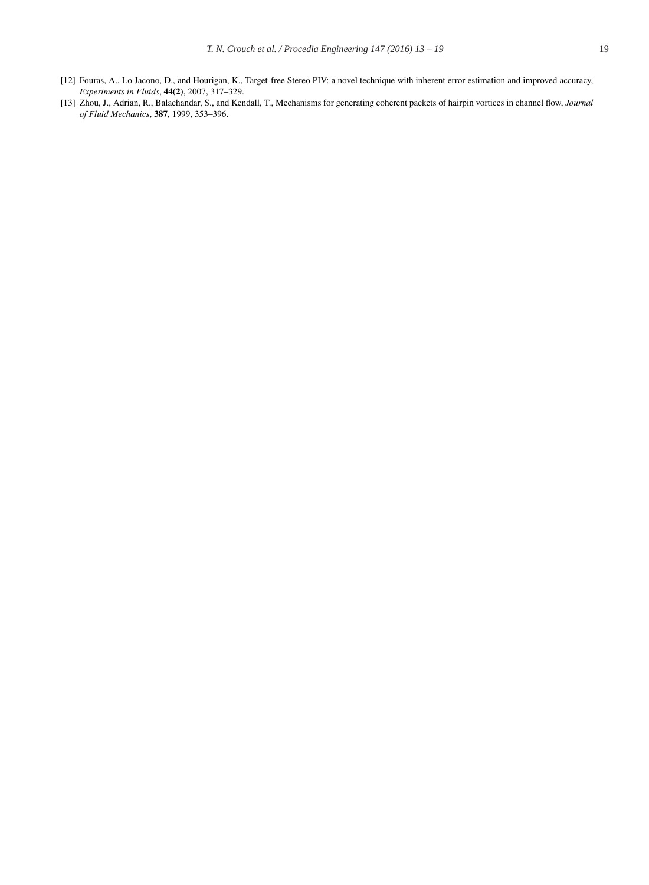[12] Fouras, A., Lo Jacono, D., and Hourigan, K., Target-free Stereo PIV: a novel technique with inherent error estimation and improved accuracy, *Experiments in Fluids*, **44(2)**, 2007, 317–329.

[13] Zhou, J., Adrian, R., Balachandar, S., and Kendall, T., Mechanisms for generating coherent packets of hairpin vortices in channel flow, *Journal of Fluid Mechanics*, **387**, 1999, 353–396.